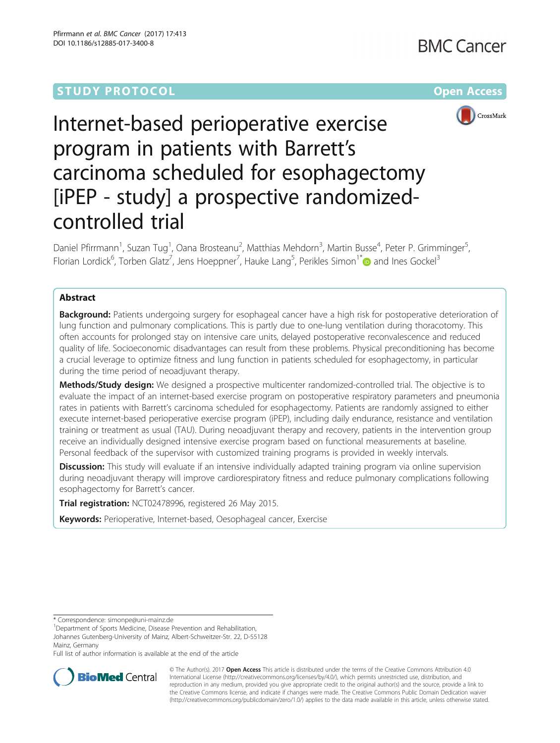STUDY PROTOCOL Open Access

# Internet-based perioperative exercise program in patients with Barrett's carcinoma scheduled for esophagectomy [iPEP - study] a prospective randomized-controlled trial

Daniel Pfirrmann[1], Suzan Tug[1], Oana Brosteanu[2], Matthias Mehdorn[3], Martin Busse[4], Peter P. Grimminger[5], Florian Lordick[6], Torben Glatz[7], Jens Hoeppner[7], Hauke Lang[5], Perikles Simon[1*] and Ines Gockel[3]

## Abstract

**Background:** Patients undergoing surgery for esophageal cancer have a high risk for postoperative deterioration of lung function and pulmonary complications. This is partly due to one-lung ventilation during thoracotomy. This often accounts for prolonged stay on intensive care units, delayed postoperative reconvalescence and reduced quality of life. Socioeconomic disadvantages can result from these problems. Physical preconditioning has become a crucial leverage to optimize fitness and lung function in patients scheduled for esophagectomy, in particular during the time period of neoadjuvant therapy.

**Methods/Study design:** We designed a prospective multicenter randomized-controlled trial. The objective is to evaluate the impact of an internet-based exercise program on postoperative respiratory parameters and pneumonia rates in patients with Barrett's carcinoma scheduled for esophagectomy. Patients are randomly assigned to either execute internet-based perioperative exercise program (iPEP), including daily endurance, resistance and ventilation training or treatment as usual (TAU). During neoadjuvant therapy and recovery, patients in the intervention group receive an individually designed intensive exercise program based on functional measurements at baseline. Personal feedback of the supervisor with customized training programs is provided in weekly intervals.

**Discussion:** This study will evaluate if an intensive individually adapted training program via online supervision during neoadjuvant therapy will improve cardiorespiratory fitness and reduce pulmonary complications following esophagectomy for Barrett's cancer.

**Trial registration:** NCT02478996, registered 26 May 2015.

**Keywords:** Perioperative, Internet-based, Oesophageal cancer, Exercise

\* Correspondence: simonpe@uni-mainz.de
[1]Department of Sports Medicine, Disease Prevention and Rehabilitation, Johannes Gutenberg-University of Mainz, Albert-Schweitzer-Str. 22, D-55128 Mainz, Germany
Full list of author information is available at the end of the article

© The Author(s). 2017 **Open Access** This article is distributed under the terms of the Creative Commons Attribution 4.0 International License (http://creativecommons.org/licenses/by/4.0/), which permits unrestricted use, distribution, and reproduction in any medium, provided you give appropriate credit to the original author(s) and the source, provide a link to the Creative Commons license, and indicate if changes were made. The Creative Commons Public Domain Dedication waiver (http://creativecommons.org/publicdomain/zero/1.0/) applies to the data made available in this article, unless otherwise stated.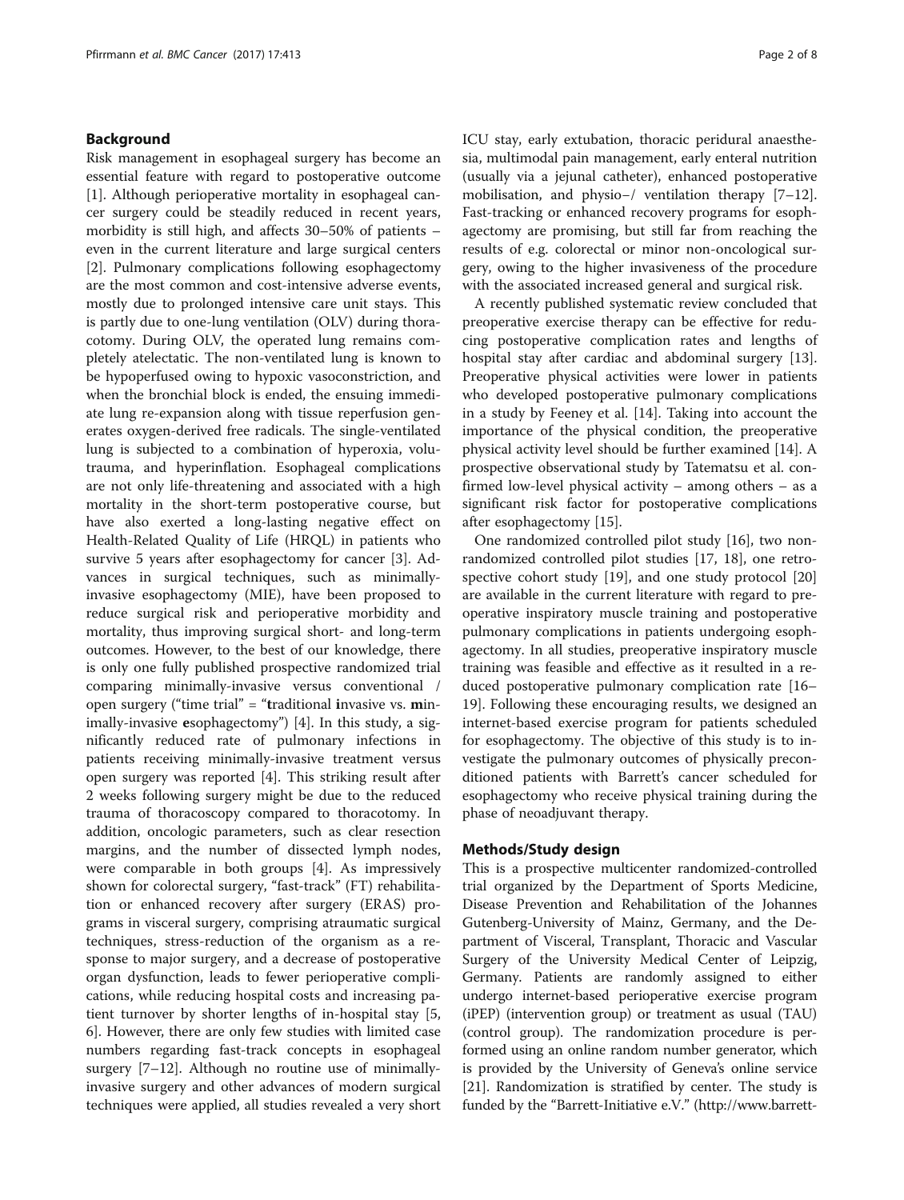## Background

Risk management in esophageal surgery has become an essential feature with regard to postoperative outcome [1]. Although perioperative mortality in esophageal cancer surgery could be steadily reduced in recent years, morbidity is still high, and affects 30–50% of patients – even in the current literature and large surgical centers [2]. Pulmonary complications following esophagectomy are the most common and cost-intensive adverse events, mostly due to prolonged intensive care unit stays. This is partly due to one-lung ventilation (OLV) during thoracotomy. During OLV, the operated lung remains completely atelectatic. The non-ventilated lung is known to be hypoperfused owing to hypoxic vasoconstriction, and when the bronchial block is ended, the ensuing immediate lung re-expansion along with tissue reperfusion generates oxygen-derived free radicals. The single-ventilated lung is subjected to a combination of hyperoxia, volutrauma, and hyperinflation. Esophageal complications are not only life-threatening and associated with a high mortality in the short-term postoperative course, but have also exerted a long-lasting negative effect on Health-Related Quality of Life (HRQL) in patients who survive 5 years after esophagectomy for cancer [3]. Advances in surgical techniques, such as minimally-invasive esophagectomy (MIE), have been proposed to reduce surgical risk and perioperative morbidity and mortality, thus improving surgical short- and long-term outcomes. However, to the best of our knowledge, there is only one fully published prospective randomized trial comparing minimally-invasive versus conventional / open surgery ("time trial" = "**t**raditional **i**nvasive vs. **m**inimally-invasive **e**sophagectomy") [4]. In this study, a significantly reduced rate of pulmonary infections in patients receiving minimally-invasive treatment versus open surgery was reported [4]. This striking result after 2 weeks following surgery might be due to the reduced trauma of thoracoscopy compared to thoracotomy. In addition, oncologic parameters, such as clear resection margins, and the number of dissected lymph nodes, were comparable in both groups [4]. As impressively shown for colorectal surgery, "fast-track" (FT) rehabilitation or enhanced recovery after surgery (ERAS) programs in visceral surgery, comprising atraumatic surgical techniques, stress-reduction of the organism as a response to major surgery, and a decrease of postoperative organ dysfunction, leads to fewer perioperative complications, while reducing hospital costs and increasing patient turnover by shorter lengths of in-hospital stay [5, 6]. However, there are only few studies with limited case numbers regarding fast-track concepts in esophageal surgery [7–12]. Although no routine use of minimally-invasive surgery and other advances of modern surgical techniques were applied, all studies revealed a very short ICU stay, early extubation, thoracic peridural anaesthesia, multimodal pain management, early enteral nutrition (usually via a jejunal catheter), enhanced postoperative mobilisation, and physio−/ ventilation therapy [7–12]. Fast-tracking or enhanced recovery programs for esophagectomy are promising, but still far from reaching the results of e.g. colorectal or minor non-oncological surgery, owing to the higher invasiveness of the procedure with the associated increased general and surgical risk.

A recently published systematic review concluded that preoperative exercise therapy can be effective for reducing postoperative complication rates and lengths of hospital stay after cardiac and abdominal surgery [13]. Preoperative physical activities were lower in patients who developed postoperative pulmonary complications in a study by Feeney et al. [14]. Taking into account the importance of the physical condition, the preoperative physical activity level should be further examined [14]. A prospective observational study by Tatematsu et al. confirmed low-level physical activity – among others – as a significant risk factor for postoperative complications after esophagectomy [15].

One randomized controlled pilot study [16], two non-randomized controlled pilot studies [17, 18], one retrospective cohort study [19], and one study protocol [20] are available in the current literature with regard to preoperative inspiratory muscle training and postoperative pulmonary complications in patients undergoing esophagectomy. In all studies, preoperative inspiratory muscle training was feasible and effective as it resulted in a reduced postoperative pulmonary complication rate [16–19]. Following these encouraging results, we designed an internet-based exercise program for patients scheduled for esophagectomy. The objective of this study is to investigate the pulmonary outcomes of physically preconditioned patients with Barrett's cancer scheduled for esophagectomy who receive physical training during the phase of neoadjuvant therapy.

## Methods/Study design

This is a prospective multicenter randomized-controlled trial organized by the Department of Sports Medicine, Disease Prevention and Rehabilitation of the Johannes Gutenberg-University of Mainz, Germany, and the Department of Visceral, Transplant, Thoracic and Vascular Surgery of the University Medical Center of Leipzig, Germany. Patients are randomly assigned to either undergo internet-based perioperative exercise program (iPEP) (intervention group) or treatment as usual (TAU) (control group). The randomization procedure is performed using an online random number generator, which is provided by the University of Geneva's online service [21]. Randomization is stratified by center. The study is funded by the "Barrett-Initiative e.V." (http://www.barrett-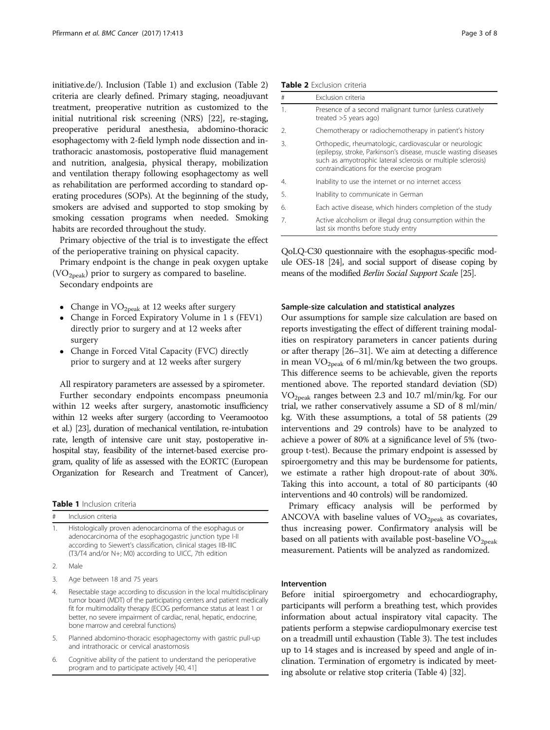initiative.de/). Inclusion (Table 1) and exclusion (Table 2) criteria are clearly defined. Primary staging, neoadjuvant treatment, preoperative nutrition as customized to the initial nutritional risk screening (NRS) [22], re-staging, preoperative peridural anesthesia, abdomino-thoracic esophagectomy with 2-field lymph node dissection and intrathoracic anastomosis, postoperative fluid management and nutrition, analgesia, physical therapy, mobilization and ventilation therapy following esophagectomy as well as rehabilitation are performed according to standard operating procedures (SOPs). At the beginning of the study, smokers are advised and supported to stop smoking by smoking cessation programs when needed. Smoking habits are recorded throughout the study.

Primary objective of the trial is to investigate the effect of the perioperative training on physical capacity.

Primary endpoint is the change in peak oxygen uptake ($VO_{2peak}$) prior to surgery as compared to baseline.

Secondary endpoints are

- Change in $VO_{2peak}$ at 12 weeks after surgery
- Change in Forced Expiratory Volume in 1 s (FEV1) directly prior to surgery and at 12 weeks after surgery
- Change in Forced Vital Capacity (FVC) directly prior to surgery and at 12 weeks after surgery

All respiratory parameters are assessed by a spirometer.

Further secondary endpoints encompass pneumonia within 12 weeks after surgery, anastomotic insufficiency within 12 weeks after surgery (according to Veeramootoo et al.) [23], duration of mechanical ventilation, re-intubation rate, length of intensive care unit stay, postoperative in-hospital stay, feasibility of the internet-based exercise program, quality of life as assessed with the EORTC (European Organization for Research and Treatment of Cancer), QoLQ-C30 questionnaire with the esophagus-specific module OES-18 [24], and social support of disease coping by means of the modified *Berlin Social Support Scale* [25].

**Table 1** Inclusion criteria

| # | Inclusion criteria |
|---|---|
| 1. | Histologically proven adenocarcinoma of the esophagus or adenocarcinoma of the esophagogastric junction type I-II according to Siewert's classification, clinical stages IIB-IIIC (T3/T4 and/or N+; M0) according to UICC, 7th edition |
| 2. | Male |
| 3. | Age between 18 and 75 years |
| 4. | Resectable stage according to discussion in the local multidisciplinary tumor board (MDT) of the participating centers and patient medically fit for multimodality therapy (ECOG performance status at least 1 or better, no severe impairment of cardiac, renal, hepatic, endocrine, bone marrow and cerebral functions) |
| 5. | Planned abdomino-thoracic esophagectomy with gastric pull-up and intrathoracic or cervical anastomosis |
| 6. | Cognitive ability of the patient to understand the perioperative program and to participate actively [40, 41] |

**Table 2** Exclusion criteria

| # | Exclusion criteria |
|---|---|
| 1. | Presence of a second malignant tumor (unless curatively treated >5 years ago) |
| 2. | Chemotherapy or radiochemotherapy in patient's history |
| 3. | Orthopedic, rheumatologic, cardiovascular or neurologic (epilepsy, stroke, Parkinson's disease, muscle wasting diseases such as amyotrophic lateral sclerosis or multiple sclerosis) contraindications for the exercise program |
| 4. | Inability to use the internet or no internet access |
| 5. | Inability to communicate in German |
| 6. | Each active disease, which hinders completion of the study |
| 7. | Active alcoholism or illegal drug consumption within the last six months before study entry |

### Sample-size calculation and statistical analyzes

Our assumptions for sample size calculation are based on reports investigating the effect of different training modalities on respiratory parameters in cancer patients during or after therapy [26–31]. We aim at detecting a difference in mean $VO_{2peak}$ of 6 ml/min/kg between the two groups. This difference seems to be achievable, given the reports mentioned above. The reported standard deviation (SD) $VO_{2peak}$ ranges between 2.3 and 10.7 ml/min/kg. For our trial, we rather conservatively assume a SD of 8 ml/min/kg. With these assumptions, a total of 58 patients (29 interventions and 29 controls) have to be analyzed to achieve a power of 80% at a significance level of 5% (two-group t-test). Because the primary endpoint is assessed by spiroergometry and this may be burdensome for patients, we estimate a rather high dropout-rate of about 30%. Taking this into account, a total of 80 participants (40 interventions and 40 controls) will be randomized.

Primary efficacy analysis will be performed by ANCOVA with baseline values of $VO_{2peak}$ as covariates, thus increasing power. Confirmatory analysis will be based on all patients with available post-baseline $VO_{2peak}$ measurement. Patients will be analyzed as randomized.

### Intervention

Before initial spiroergometry and echocardiography, participants will perform a breathing test, which provides information about actual inspiratory vital capacity. The patients perform a stepwise cardiopulmonary exercise test on a treadmill until exhaustion (Table 3). The test includes up to 14 stages and is increased by speed and angle of inclination. Termination of ergometry is indicated by meeting absolute or relative stop criteria (Table 4) [32].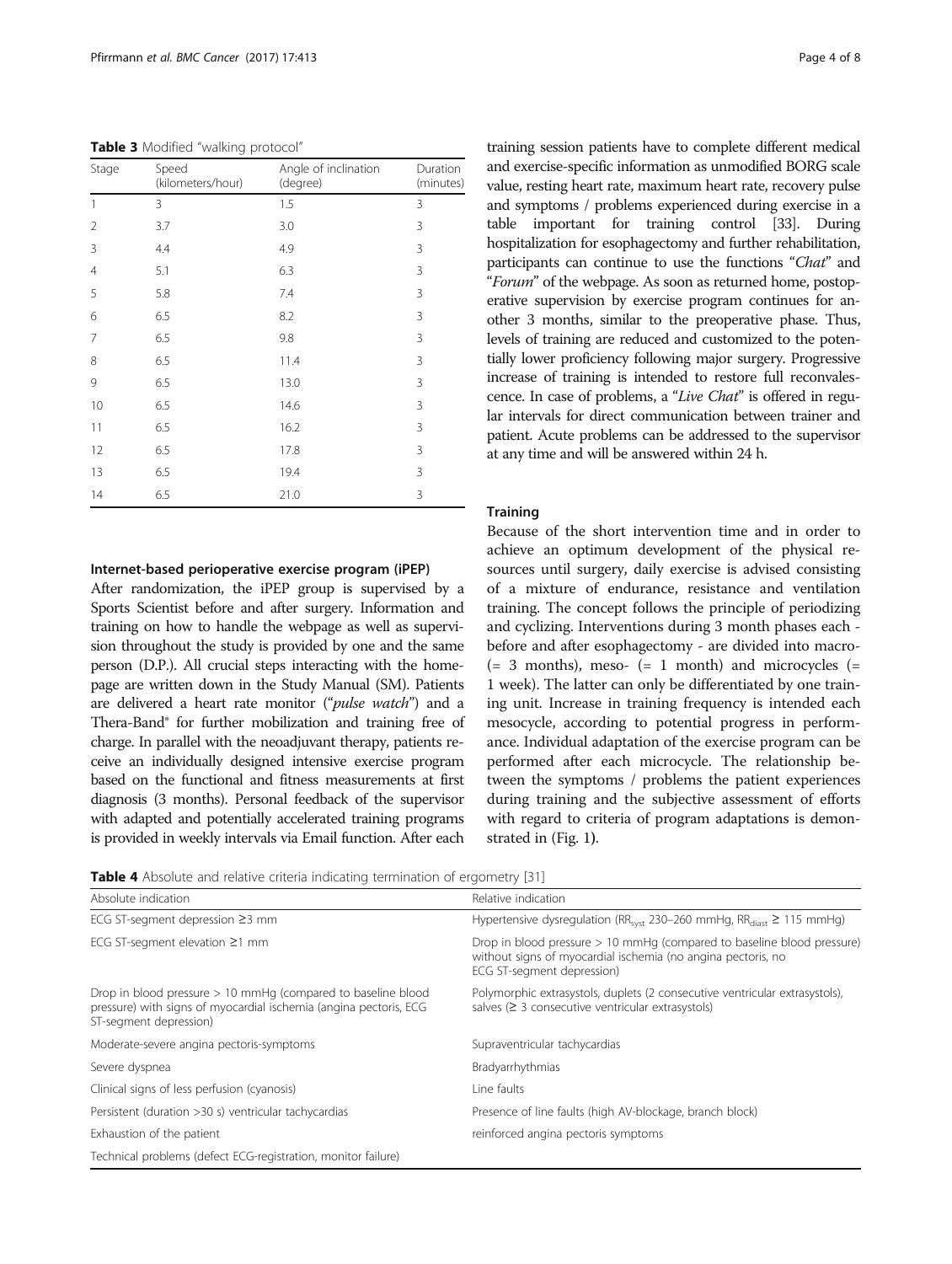**Table 3** Modified "walking protocol"

| Stage | Speed (kilometers/hour) | Angle of inclination (degree) | Duration (minutes) |
|---|---|---|---|
| 1 | 3 | 1.5 | 3 |
| 2 | 3.7 | 3.0 | 3 |
| 3 | 4.4 | 4.9 | 3 |
| 4 | 5.1 | 6.3 | 3 |
| 5 | 5.8 | 7.4 | 3 |
| 6 | 6.5 | 8.2 | 3 |
| 7 | 6.5 | 9.8 | 3 |
| 8 | 6.5 | 11.4 | 3 |
| 9 | 6.5 | 13.0 | 3 |
| 10 | 6.5 | 14.6 | 3 |
| 11 | 6.5 | 16.2 | 3 |
| 12 | 6.5 | 17.8 | 3 |
| 13 | 6.5 | 19.4 | 3 |
| 14 | 6.5 | 21.0 | 3 |

### Internet-based perioperative exercise program (iPEP)

After randomization, the iPEP group is supervised by a Sports Scientist before and after surgery. Information and training on how to handle the webpage as well as supervision throughout the study is provided by one and the same person (D.P.). All crucial steps interacting with the homepage are written down in the Study Manual (SM). Patients are delivered a heart rate monitor ("*pulse watch*") and a Thera-Band® for further mobilization and training free of charge. In parallel with the neoadjuvant therapy, patients receive an individually designed intensive exercise program based on the functional and fitness measurements at first diagnosis (3 months). Personal feedback of the supervisor with adapted and potentially accelerated training programs is provided in weekly intervals via Email function. After each training session patients have to complete different medical and exercise-specific information as unmodified BORG scale value, resting heart rate, maximum heart rate, recovery pulse and symptoms / problems experienced during exercise in a table important for training control [33]. During hospitalization for esophagectomy and further rehabilitation, participants can continue to use the functions "*Chat*" and "*Forum*" of the webpage. As soon as returned home, postoperative supervision by exercise program continues for another 3 months, similar to the preoperative phase. Thus, levels of training are reduced and customized to the potentially lower proficiency following major surgery. Progressive increase of training is intended to restore full reconvalescence. In case of problems, a "*Live Chat*" is offered in regular intervals for direct communication between trainer and patient. Acute problems can be addressed to the supervisor at any time and will be answered within 24 h.

### Training

Because of the short intervention time and in order to achieve an optimum development of the physical resources until surgery, daily exercise is advised consisting of a mixture of endurance, resistance and ventilation training. The concept follows the principle of periodizing and cyclizing. Interventions during 3 month phases each - before and after esophagectomy - are divided into macro- (= 3 months), meso- (= 1 month) and microcycles (= 1 week). The latter can only be differentiated by one training unit. Increase in training frequency is intended each mesocycle, according to potential progress in performance. Individual adaptation of the exercise program can be performed after each microcycle. The relationship between the symptoms / problems the patient experiences during training and the subjective assessment of efforts with regard to criteria of program adaptations is demonstrated in (Fig. 1).

**Table 4** Absolute and relative criteria indicating termination of ergometry [31]

| Absolute indication | Relative indication |
|---|---|
| ECG ST-segment depression ≥3 mm | Hypertensive dysregulation ($RR_{syst}$ 230–260 mmHg, $RR_{diast}$ ≥ 115 mmHg) |
| ECG ST-segment elevation ≥1 mm | Drop in blood pressure > 10 mmHg (compared to baseline blood pressure) without signs of myocardial ischemia (no angina pectoris, no ECG ST-segment depression) |
| Drop in blood pressure > 10 mmHg (compared to baseline blood pressure) with signs of myocardial ischemia (angina pectoris, ECG ST-segment depression) | Polymorphic extrasystols, duplets (2 consecutive ventricular extrasystols), salves (≥ 3 consecutive ventricular extrasystols) |
| Moderate-severe angina pectoris-symptoms | Supraventricular tachycardias |
| Severe dyspnea | Bradyarrhythmias |
| Clinical signs of less perfusion (cyanosis) | Line faults |
| Persistent (duration >30 s) ventricular tachycardias | Presence of line faults (high AV-blockage, branch block) |
| Exhaustion of the patient | reinforced angina pectoris symptoms |
| Technical problems (defect ECG-registration, monitor failure) | |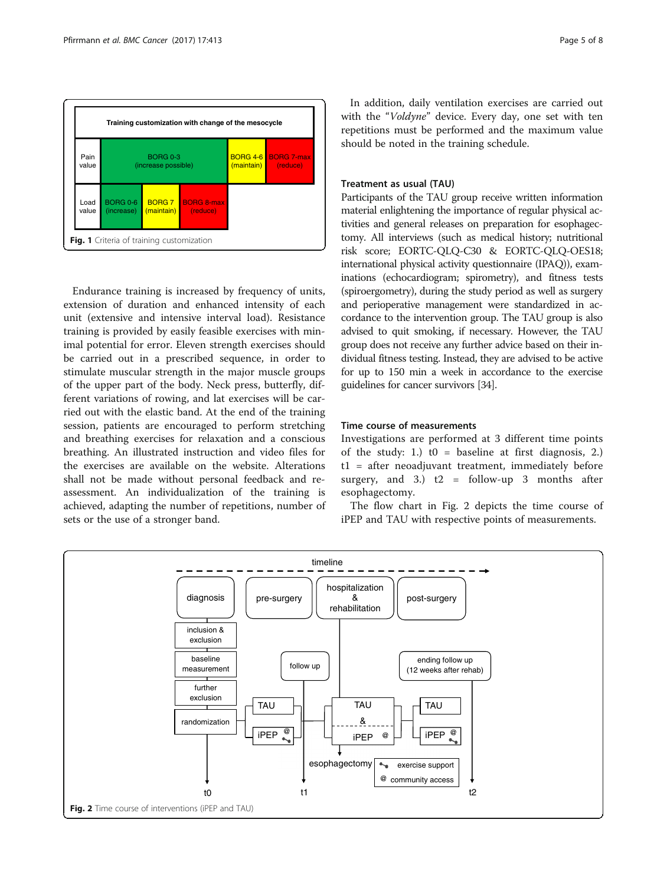| Training customization with change of the mesocycle | | | |
| --- | --- | --- | --- |
| Pain value | BORG 0-3 (increase possible) | BORG 4-6 (maintain) | BORG 7-max (reduce) |
| Load value | BORG 0-6 (increase) | BORG 7 (maintain) | BORG 8-max (reduce) |

**Fig. 1** Criteria of training customization

Endurance training is increased by frequency of units, extension of duration and enhanced intensity of each unit (extensive and intensive interval load). Resistance training is provided by easily feasible exercises with minimal potential for error. Eleven strength exercises should be carried out in a prescribed sequence, in order to stimulate muscular strength in the major muscle groups of the upper part of the body. Neck press, butterfly, different variations of rowing, and lat exercises will be carried out with the elastic band. At the end of the training session, patients are encouraged to perform stretching and breathing exercises for relaxation and a conscious breathing. An illustrated instruction and video files for the exercises are available on the website. Alterations shall not be made without personal feedback and re-assessment. An individualization of the training is achieved, adapting the number of repetitions, number of sets or the use of a stronger band.

In addition, daily ventilation exercises are carried out with the "*Voldyne*" device. Every day, one set with ten repetitions must be performed and the maximum value should be noted in the training schedule.

### Treatment as usual (TAU)

Participants of the TAU group receive written information material enlightening the importance of regular physical activities and general releases on preparation for esophagectomy. All interviews (such as medical history; nutritional risk score; EORTC-QLQ-C30 & EORTC-QLQ-OES18; international physical activity questionnaire (IPAQ)), examinations (echocardiogram; spirometry), and fitness tests (spiroergometry), during the study period as well as surgery and perioperative management were standardized in accordance to the intervention group. The TAU group is also advised to quit smoking, if necessary. However, the TAU group does not receive any further advice based on their individual fitness testing. Instead, they are advised to be active for up to 150 min a week in accordance to the exercise guidelines for cancer survivors [34].

### Time course of measurements

Investigations are performed at 3 different time points of the study: 1.) t0 = baseline at first diagnosis, 2.) t1 = after neoadjuvant treatment, immediately before surgery, and 3.) t2 = follow-up 3 months after esophagectomy.

The flow chart in Fig. 2 depicts the time course of iPEP and TAU with respective points of measurements.

**Fig. 2** Time course of interventions (iPEP and TAU)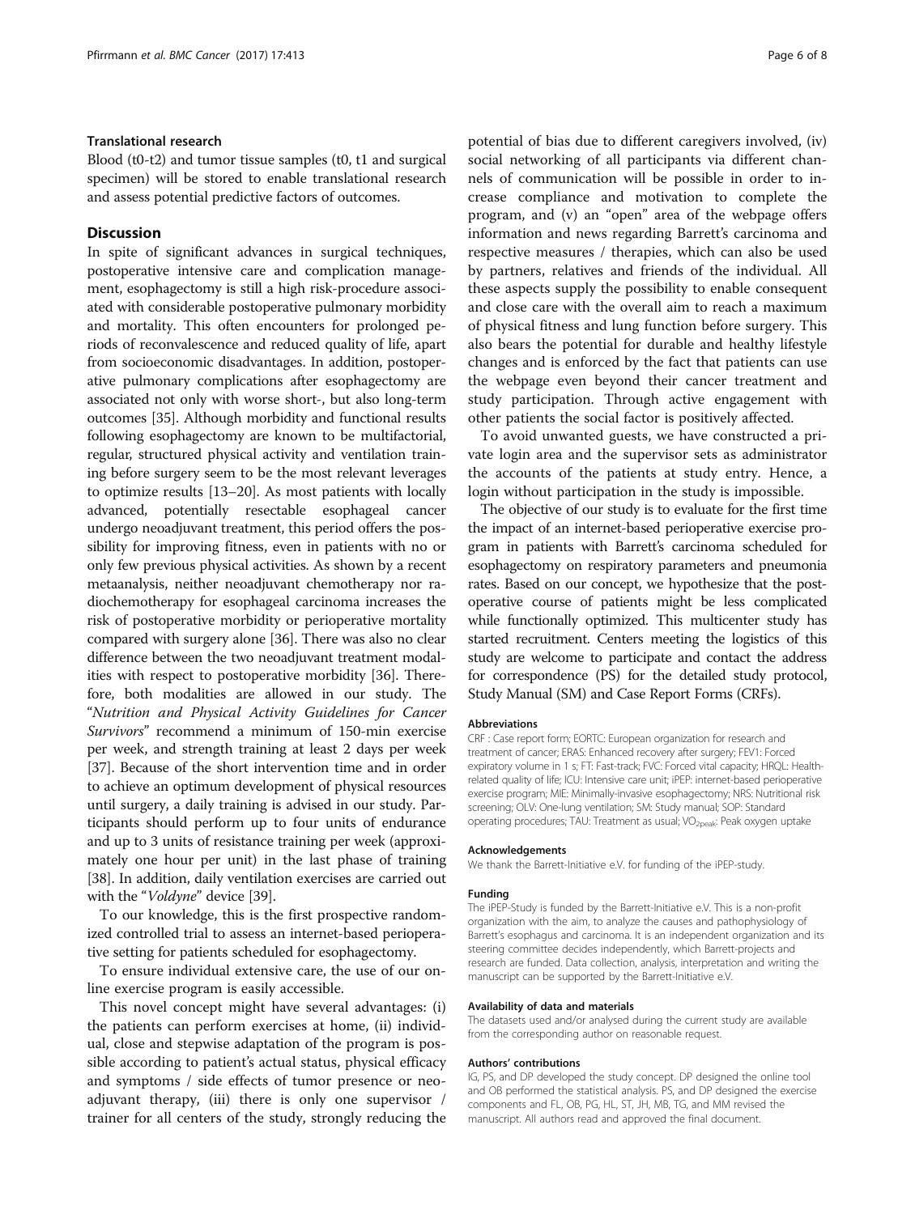### Translational research

Blood (t0-t2) and tumor tissue samples (t0, t1 and surgical specimen) will be stored to enable translational research and assess potential predictive factors of outcomes.

## Discussion

In spite of significant advances in surgical techniques, postoperative intensive care and complication management, esophagectomy is still a high risk-procedure associated with considerable postoperative pulmonary morbidity and mortality. This often encounters for prolonged periods of reconvalescence and reduced quality of life, apart from socioeconomic disadvantages. In addition, postoperative pulmonary complications after esophagectomy are associated not only with worse short-, but also long-term outcomes [35]. Although morbidity and functional results following esophagectomy are known to be multifactorial, regular, structured physical activity and ventilation training before surgery seem to be the most relevant leverages to optimize results [13–20]. As most patients with locally advanced, potentially resectable esophageal cancer undergo neoadjuvant treatment, this period offers the possibility for improving fitness, even in patients with no or only few previous physical activities. As shown by a recent metaanalysis, neither neoadjuvant chemotherapy nor radiochemotherapy for esophageal carcinoma increases the risk of postoperative morbidity or perioperative mortality compared with surgery alone [36]. There was also no clear difference between the two neoadjuvant treatment modalities with respect to postoperative morbidity [36]. Therefore, both modalities are allowed in our study. The "*Nutrition and Physical Activity Guidelines for Cancer Survivors*" recommend a minimum of 150-min exercise per week, and strength training at least 2 days per week [37]. Because of the short intervention time and in order to achieve an optimum development of physical resources until surgery, a daily training is advised in our study. Participants should perform up to four units of endurance and up to 3 units of resistance training per week (approximately one hour per unit) in the last phase of training [38]. In addition, daily ventilation exercises are carried out with the "*Voldyne*" device [39].

To our knowledge, this is the first prospective randomized controlled trial to assess an internet-based perioperative setting for patients scheduled for esophagectomy.

To ensure individual extensive care, the use of our online exercise program is easily accessible.

This novel concept might have several advantages: (i) the patients can perform exercises at home, (ii) individual, close and stepwise adaptation of the program is possible according to patient's actual status, physical efficacy and symptoms / side effects of tumor presence or neoadjuvant therapy, (iii) there is only one supervisor / trainer for all centers of the study, strongly reducing the potential of bias due to different caregivers involved, (iv) social networking of all participants via different channels of communication will be possible in order to increase compliance and motivation to complete the program, and (v) an "open" area of the webpage offers information and news regarding Barrett's carcinoma and respective measures / therapies, which can also be used by partners, relatives and friends of the individual. All these aspects supply the possibility to enable consequent and close care with the overall aim to reach a maximum of physical fitness and lung function before surgery. This also bears the potential for durable and healthy lifestyle changes and is enforced by the fact that patients can use the webpage even beyond their cancer treatment and study participation. Through active engagement with other patients the social factor is positively affected.

To avoid unwanted guests, we have constructed a private login area and the supervisor sets as administrator the accounts of the patients at study entry. Hence, a login without participation in the study is impossible.

The objective of our study is to evaluate for the first time the impact of an internet-based perioperative exercise program in patients with Barrett's carcinoma scheduled for esophagectomy on respiratory parameters and pneumonia rates. Based on our concept, we hypothesize that the postoperative course of patients might be less complicated while functionally optimized. This multicenter study has started recruitment. Centers meeting the logistics of this study are welcome to participate and contact the address for correspondence (PS) for the detailed study protocol, Study Manual (SM) and Case Report Forms (CRFs).

#### Abbreviations

CRF : Case report form; EORTC: European organization for research and treatment of cancer; ERAS: Enhanced recovery after surgery; FEV1: Forced expiratory volume in 1 s; FT: Fast-track; FVC: Forced vital capacity; HRQL: Health-related quality of life; ICU: Intensive care unit; iPEP: internet-based perioperative exercise program; MIE: Minimally-invasive esophagectomy; NRS: Nutritional risk screening; OLV: One-lung ventilation; SM: Study manual; SOP: Standard operating procedures; TAU: Treatment as usual; $VO_{2peak}$: Peak oxygen uptake

#### Acknowledgements

We thank the Barrett-Initiative e.V. for funding of the iPEP-study.

#### Funding

The iPEP-Study is funded by the Barrett-Initiative e.V. This is a non-profit organization with the aim, to analyze the causes and pathophysiology of Barrett's esophagus and carcinoma. It is an independent organization and its steering committee decides independently, which Barrett-projects and research are funded. Data collection, analysis, interpretation and writing the manuscript can be supported by the Barrett-Initiative e.V.

#### Availability of data and materials

The datasets used and/or analysed during the current study are available from the corresponding author on reasonable request.

#### Authors' contributions

IG, PS, and DP developed the study concept. DP designed the online tool and OB performed the statistical analysis. PS, and DP designed the exercise components and FL, OB, PG, HL, ST, JH, MB, TG, and MM revised the manuscript. All authors read and approved the final document.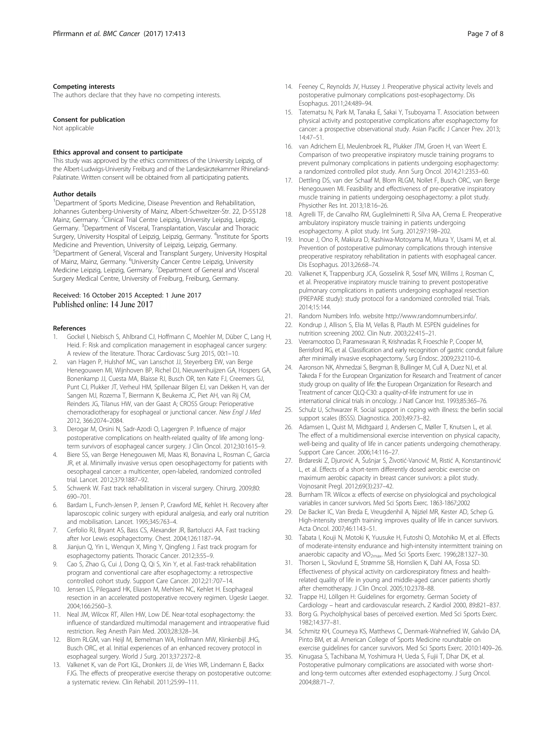#### Competing interests

The authors declare that they have no competing interests.

#### Consent for publication

Not applicable

#### Ethics approval and consent to participate

This study was approved by the ethics committees of the University Leipzig, of the Albert-Ludwigs-University Freiburg and of the Landesärztekammer Rhineland-Palatinate. Written consent will be obtained from all participating patients.

#### Author details

[1]Department of Sports Medicine, Disease Prevention and Rehabilitation, Johannes Gutenberg-University of Mainz, Albert-Schweitzer-Str. 22, D-55128 Mainz, Germany. [2]Clinical Trial Centre Leipzig, University Leipzig, Leipzig, Germany. [3]Department of Visceral, Transplantation, Vascular and Thoracic Surgery, University Hospital of Leipzig, Leipzig, Germany. [4]Institute for Sports Medicine and Prevention, University of Leipzig, Leipzig, Germany. [5]Department of General, Visceral and Transplant Surgery, University Hospital of Mainz, Mainz, Germany. [6]University Cancer Centre Leipzig, University Medicine Leipzig, Leipzig, Germany. [7]Department of General and Visceral Surgery Medical Centre, University of Freiburg, Freiburg, Germany.

Received: 16 October 2015 Accepted: 1 June 2017
Published online: 14 June 2017

#### References

1. Gockel I, Niebisch S, Ahlbrand CJ, Hoffmann C, Moehler M, Düber C, Lang H, Heid. F: Risk and complication management in esophageal cancer surgery: A review of the literature. Thorac Cardiovasc Surg 2015, 00:1–10.
2. van Hagen P, Hulshof MC, van Lanschot JJ, Steyerberg EW, van Berge Henegouwen MI, Wijnhoven BP, Richel DJ, Nieuwenhuijzen GA, Hospers GA, Bonenkamp JJ, Cuesta MA, Blaisse RJ, Busch OR, ten Kate FJ, Creemers GJ, Punt CJ, Plukker JT, Verheul HM, Spillenaar Bilgen EJ, van Dekken H, van der Sangen MJ, Rozema T, Biermann K, Beukema JC, Piet AH, van Rij CM, Reinders JG, Tilanus HW, van der Gaast A; CROSS Group: Perioperative chemoradiotherapy for esophageal or junctional cancer. *New Engl J Med* 2012, 366:2074–2084.
3. Derogar M, Orsini N, Sadr-Azodi O, Lagergren P. Influence of major postoperative complications on health-related quality of life among long-term survivors of esophageal cancer surgery. J Clin Oncol. 2012;30:1615–9.
4. Biere SS, van Berge Henegouwen MI, Maas KI, Bonavina L, Rosman C, Garcia JR, et al. Minimally invasive versus open oesophagectomy for patients with oesophageal cancer: a multicenter, open-labeled, randomized controlled trial. Lancet. 2012;379:1887–92.
5. Schwenk W. Fast track rehabilitation in visceral surgery. Chirurg. 2009;80: 690–701.
6. Bardam L, Funch-Jensen P, Jensen P, Crawford ME, Kehlet H. Recovery after laparoscopic colinic surgery with epidural analgesia, and early oral nutrition and mobilisation. Lancet. 1995;345:763–4.
7. Cerfolio RJ, Bryant AS, Bass CS, Alexander JR, Bartolucci AA. Fast tracking after Ivor Lewis esophagectomy. Chest. 2004;126:1187–94.
8. Jianjun Q, Yin L, Wenqun X, Ming Y, Qingfeng J. Fast track program for esophagectomy patients. Thoracic Cancer. 2012;3:55–9.
9. Cao S, Zhao G, Cui J, Dong Q, Qi S, Xin Y, et al. Fast-track rehabilitation program and conventional care after esophagectomy: a retrospective controlled cohort study. Support Care Cancer. 2012;21:707–14.
10. Jensen LS, Pilegaard HK, Eliasen M, Mehlsen NC, Kehlet H. Esophageal resection in an accelerated postoperative recovery regimen. Ugeskr Laeger. 2004;166:2560–3.
11. Neal JM, Wilcox RT, Allen HW, Low DE. Near-total esophagectomy: the influence of standardized multimodal management and intraoperative fluid restriction. Reg Anesth Pain Med. 2003;28:328–34.
12. Blom RLGM, van Heijl M, Bemelman WA, Hollmann MW, Klinkenbijl JHG, Busch ORC, et al. Initial experiences of an enhanced recovery protocol in esophageal surgery. World J Surg. 2013;37:2372–8.
13. Valkenet K, van de Port IGL, Dronkers JJ, de Vries WR, Lindemann E, Backx FJG. The effects of preoperative exercise therapy on postoperative outcome: a systematic review. Clin Rehabil. 2011;25:99–111.
14. Feeney C, Reynolds JV, Hussey J. Preoperative physical activity levels and postoperative pulmonary complications post-esophagectomy. Dis Esophagus. 2011;24:489–94.
15. Tatematsu N, Park M, Tanaka E, Sakai Y, Tsuboyama T. Association between physical activity and postoperative complications after esophagectomy for cancer: a prospective observational study. Asian Pacific J Cancer Prev. 2013; 14:47–51.
16. van Adrichem EJ, Meulenbroek RL, Plukker JTM, Groen H, van Weert E. Comparison of two preoperative inspiratory muscle training programs to prevent pulmonary complications in patients undergoing esophagectomy: a randomized controlled pilot study. Ann Surg Oncol. 2014;21:2353–60.
17. Dettling DS, van der Schaaf M, Blom RLGM, Nollet F, Busch ORC, van Berge Henegouwen MI. Feasibility and effectiveness of pre-operative inspiratory muscle training in patients undergoing oesophagectomy: a pilot study. Physiother Res Int. 2013;18:16–26.
18. Agrelli TF, de Carvalho RM, Guglielminetti R, Silva AA, Crema E. Preoperative ambulatory inspiratory muscle training in patients undergoing esophagectomy. A pilot study. Int Surg. 2012;97:198–202.
19. Inoue J, Ono R, Makiura D, Kashiwa-Motoyama M, Miura Y, Usami M, et al. Prevention of postoperative pulmonary complications through intensive preoperative respiratory rehabilitation in patients with esophageal cancer. Dis Esophagus. 2013;26:68–74.
20. Valkenet K, Trappenburg JCA, Gosselink R, Sosef MN, Willms J, Rosman C, et al. Preoperative inspiratory muscle training to prevent postoperative pulmonary complications in patients undergoing esophageal resection (PREPARE study): study protocol for a randomized controlled trial. Trials. 2014;15:144.
21. Random Numbers Info. website http://www.randomnumbers.info/.
22. Kondrup J, Allison S, Elia M, Vellas B, Plauth M. ESPEN guidelines for nutrition screening 2002. Clin Nutr. 2003;22:415–21.
23. Veeramootoo D, Parameswaran R, Krishnadas R, Froeschle P, Cooper M, Berrisford RG, et al. Classification and early recognition of gastric conduit failure after minimally invasive esophagectomy. Surg Endosc. 2009;23:2110–6.
24. Aaronson NK, Ahmedzai S, Bergman B, Bullinger M, Cull A, Duez NJ, et al. Takeda F for the European Organization for Research and Treatment of cancer study group on quality of life: the European Organization for Research and Treatment of cancer QLQ-C30: a quality-of-life instrument for use in international clinical trials in oncology. J Natl Cancer Inst. 1993;85:365–76.
25. Schulz U, Schwarzer R. Social support in coping with illness: the berlin social support scales (BSSS). Diagnostica. 2003;49:73–82.
26. Adamsen L, Quist M, Midtgaard J, Andersen C, Møller T, Knutsen L, et al. The effect of a multidimensional exercise intervention on physical capacity, well-being and quality of life in cancer patients undergoing chemotherapy. Support Care Cancer. 2006;14:116–27.
27. Brdareski Z, Djurović A, Šušnjar S, Životić-Vanović M, Ristić A, Konstantinović L, et al. Effects of a short-term differently dosed aerobic exercise on maximum aerobic capacity in breast cancer survivors: a pilot study. Vojnosanit Pregl. 2012;69(3):237–42.
28. Burnham TR. Wilcox a: effects of exercise on physiological and psychological variables in cancer survivors. Med Sci Sports Exerc. 1863-1867;2002
29. De Backer IC, Van Breda E, Vreugdenhil A, Nijziel MR, Kester AD, Schep G. High-intensity strength training improves quality of life in cancer survivors. Acta Oncol. 2007;46:1143–51.
30. Tabata I, Kouji N, Motoki K, Yuusuke H, Futoshi O, Motohiko M, et al. Effects of moderate-intensity endurance and high-intensity intermittent training on anaerobic capacity and $VO_{2max}$. Med Sci Sports Exerc. 1996;28:1327–30.
31. Thorsen L, Skovlund E, Strømme SB, Hornslien K, Dahl AA, Fossa SD. Effectiveness of physical activity on cardiorespiratory fitness and health-related quality of life in young and middle-aged cancer patients shortly after chemotherapy. J Clin Oncol. 2005;10:2378–88.
32. Trappe HJ, Löllgen H: Guidelines for ergometry. German Society of Cardiology – heart and cardiovascular research. Z Kardiol 2000, 89:821–837.
33. Borg G. Psycholophysical bases of perceived exertion. Med Sci Sports Exerc. 1982;14:377–81.
34. Schmitz KH, Courneya KS, Matthews C, Denmark-Wahnefried W, Galvão DA, Pinto BM, et al. American College of Sports Medicine roundtable on exercise guidelines for cancer survivors. Med Sci Sports Exerc. 2010:1409–26.
35. Kinugasa S, Tachibana M, Yoshimura H, Ueda S, Fujii T, Dhar DK, et al. Postoperative pulmonary complications are associated with worse short- and long-term outcomes after extended esophagectomy. J Surg Oncol. 2004;88:71–7.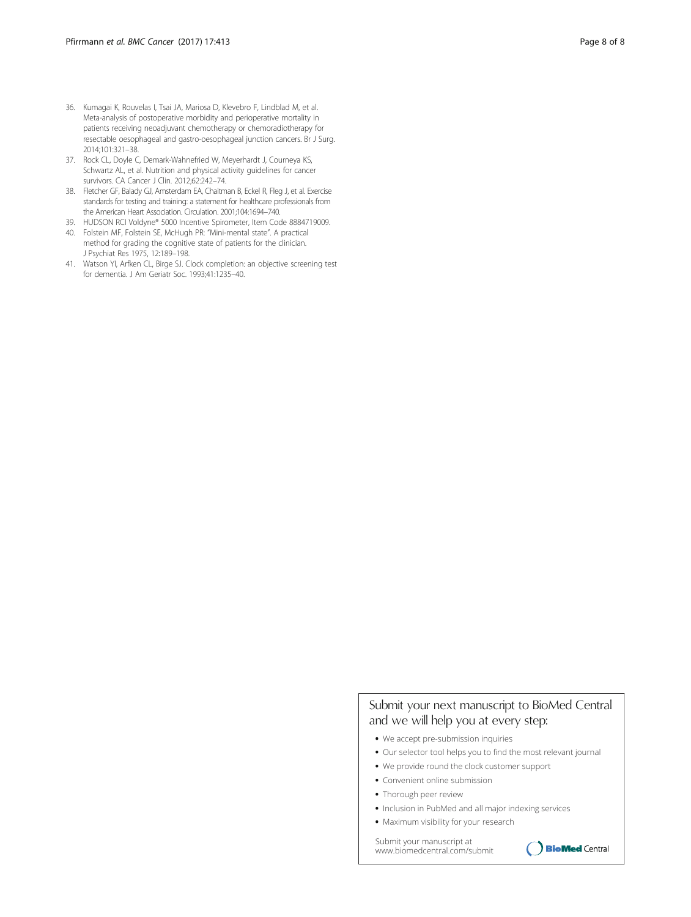36. Kumagai K, Rouvelas I, Tsai JA, Mariosa D, Klevebro F, Lindblad M, et al. Meta-analysis of postoperative morbidity and perioperative mortality in patients receiving neoadjuvant chemotherapy or chemoradiotherapy for resectable oesophageal and gastro-oesophageal junction cancers. Br J Surg. 2014;101:321–38.
37. Rock CL, Doyle C, Demark-Wahnefried W, Meyerhardt J, Courneya KS, Schwartz AL, et al. Nutrition and physical activity guidelines for cancer survivors. CA Cancer J Clin. 2012;62:242–74.
38. Fletcher GF, Balady GJ, Amsterdam EA, Chaitman B, Eckel R, Fleg J, et al. Exercise standards for testing and training: a statement for healthcare professionals from the American Heart Association. Circulation. 2001;104:1694–740.
39. HUDSON RCI Voldyne® 5000 Incentive Spirometer, Item Code 8884719009.
40. Folstein MF, Folstein SE, McHugh PR: "Mini-mental state". A practical method for grading the cognitive state of patients for the clinician. J Psychiat Res 1975, 12:189–198.
41. Watson YI, Arfken CL, Birge SJ. Clock completion: an objective screening test for dementia. J Am Geriatr Soc. 1993;41:1235–40.

Submit your next manuscript to BioMed Central and we will help you at every step:

- We accept pre-submission inquiries
- Our selector tool helps you to find the most relevant journal
- We provide round the clock customer support
- Convenient online submission
- Thorough peer review
- Inclusion in PubMed and all major indexing services
- Maximum visibility for your research

Submit your manuscript at www.biomedcentral.com/submit

BioMed Central